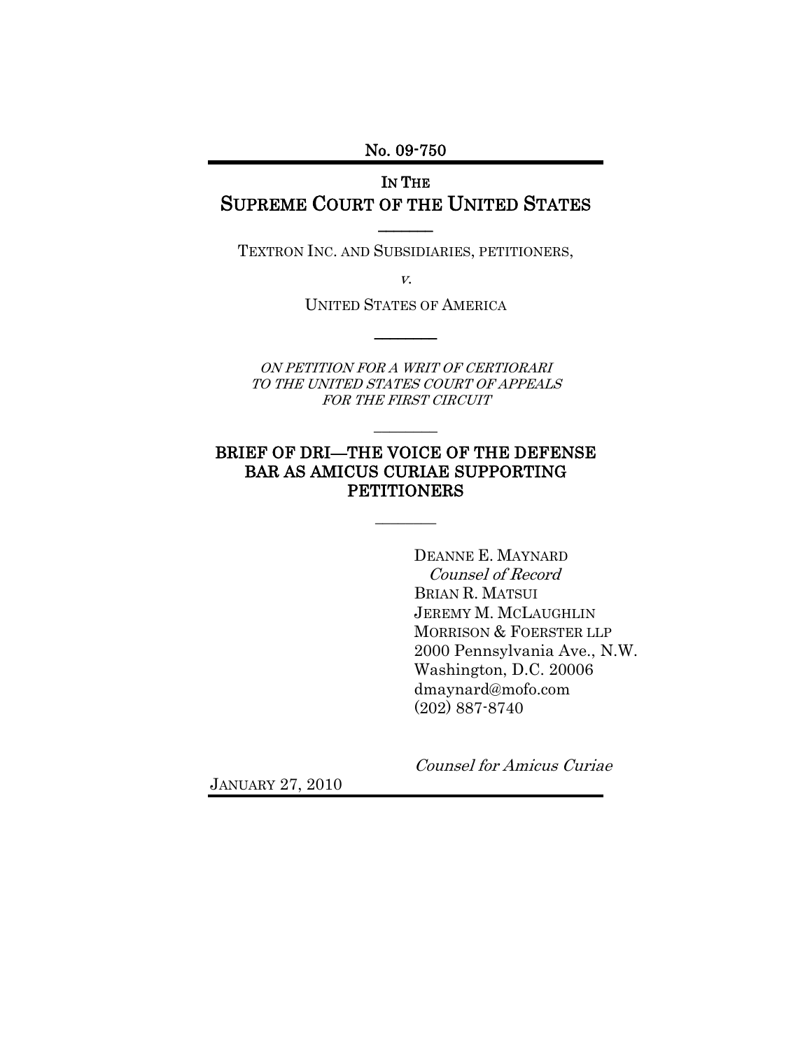No. 09-750

IN THE
# SUPREME COURT OF THE UNITED STATES

---

TEXTRON INC. AND SUBSIDIARIES, PETITIONERS,

*v.*

UNITED STATES OF AMERICA

---

*ON PETITION FOR A WRIT OF CERTIORARI TO THE UNITED STATES COURT OF APPEALS FOR THE FIRST CIRCUIT*

---

## BRIEF OF DRI—THE VOICE OF THE DEFENSE BAR AS AMICUS CURIAE SUPPORTING PETITIONERS

---

DEANNE E. MAYNARD
*Counsel of Record*
BRIAN R. MATSUI
JEREMY M. MCLAUGHLIN
MORRISON & FOERSTER LLP
2000 Pennsylvania Ave., N.W.
Washington, D.C. 20006
dmaynard@mofo.com
(202) 887-8740

*Counsel for Amicus Curiae*

JANUARY 27, 2010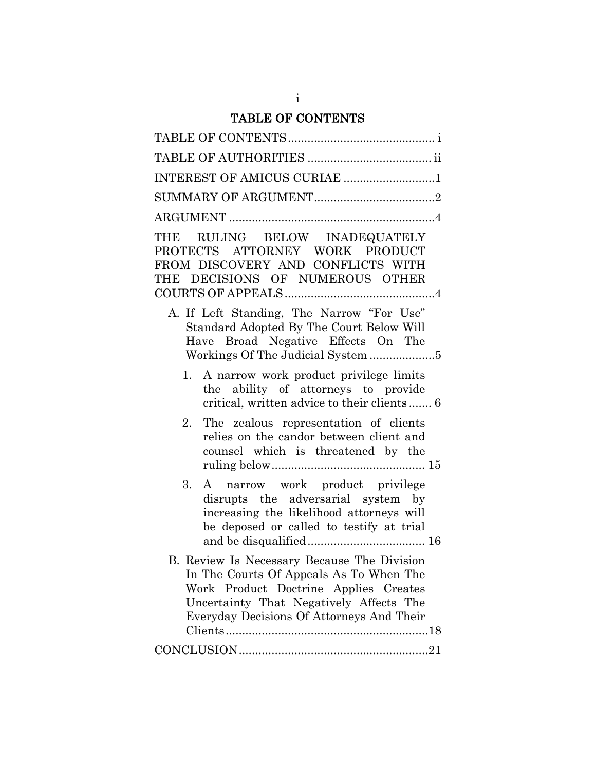# TABLE OF CONTENTS

TABLE OF CONTENTS .............................................. i

TABLE OF AUTHORITIES ...................................... ii

INTEREST OF AMICUS CURIAE ............................1

SUMMARY OF ARGUMENT.....................................2

ARGUMENT ...............................................................4

THE RULING BELOW INADEQUATELY PROTECTS ATTORNEY WORK PRODUCT FROM DISCOVERY AND CONFLICTS WITH THE DECISIONS OF NUMEROUS OTHER COURTS OF APPEALS ..............................................4

- A. If Left Standing, The Narrow "For Use" Standard Adopted By The Court Below Will Have Broad Negative Effects On The Workings Of The Judicial System ....................5
  1. A narrow work product privilege limits the ability of attorneys to provide critical, written advice to their clients ....... 6
  2. The zealous representation of clients relies on the candor between client and counsel which is threatened by the ruling below............................................... 15
  3. A narrow work product privilege disrupts the adversarial system by increasing the likelihood attorneys will be deposed or called to testify at trial and be disqualified .................................... 16
- B. Review Is Necessary Because The Division In The Courts Of Appeals As To When The Work Product Doctrine Applies Creates Uncertainty That Negatively Affects The Everyday Decisions Of Attorneys And Their Clients..............................................................18

CONCLUSION..........................................................21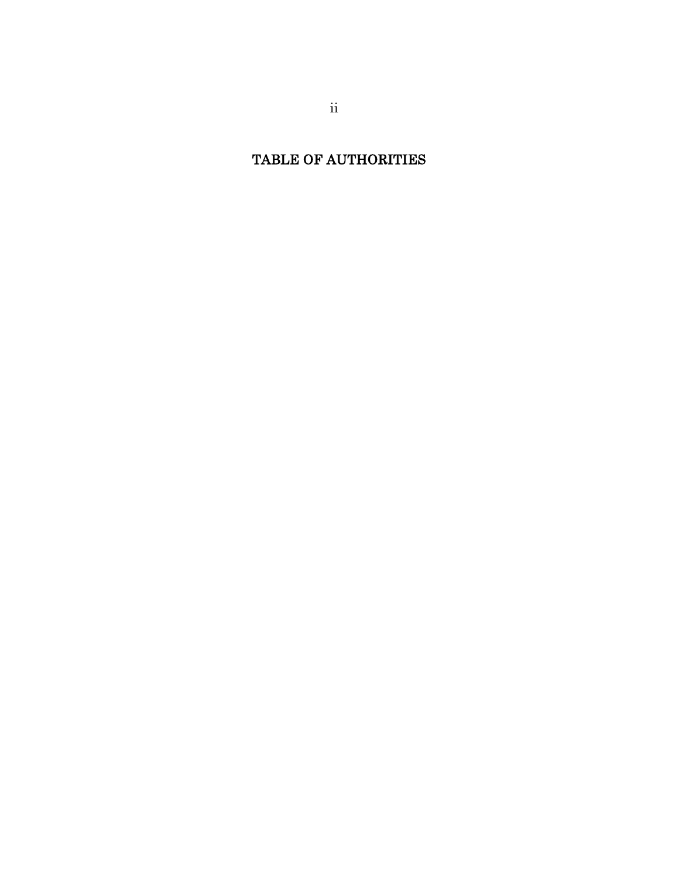# TABLE OF AUTHORITIES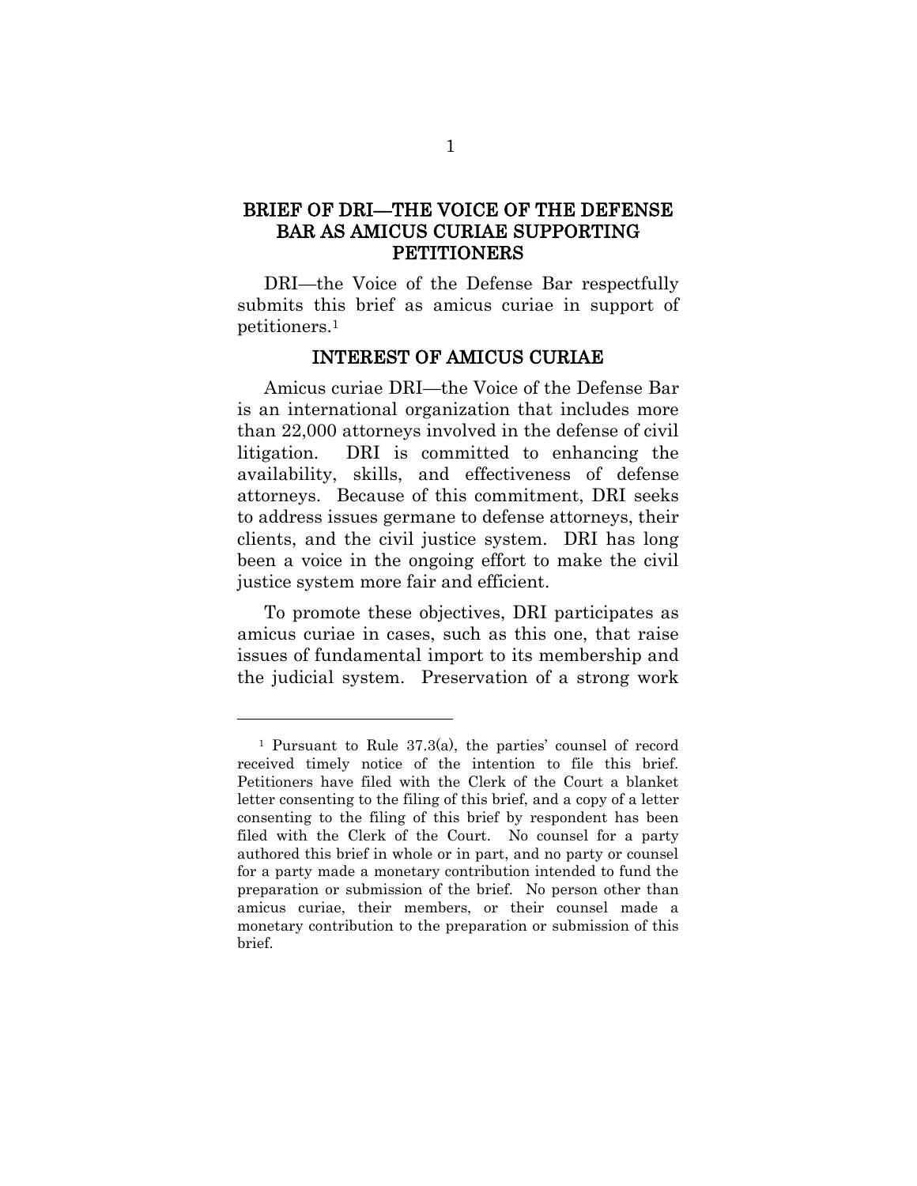## BRIEF OF DRI—THE VOICE OF THE DEFENSE BAR AS AMICUS CURIAE SUPPORTING PETITIONERS

DRI—the Voice of the Defense Bar respectfully submits this brief as amicus curiae in support of petitioners.[1]

## INTEREST OF AMICUS CURIAE

Amicus curiae DRI—the Voice of the Defense Bar is an international organization that includes more than 22,000 attorneys involved in the defense of civil litigation. DRI is committed to enhancing the availability, skills, and effectiveness of defense attorneys. Because of this commitment, DRI seeks to address issues germane to defense attorneys, their clients, and the civil justice system. DRI has long been a voice in the ongoing effort to make the civil justice system more fair and efficient.

To promote these objectives, DRI participates as amicus curiae in cases, such as this one, that raise issues of fundamental import to its membership and the judicial system. Preservation of a strong work

---

[1] Pursuant to Rule 37.3(a), the parties' counsel of record received timely notice of the intention to file this brief. Petitioners have filed with the Clerk of the Court a blanket letter consenting to the filing of this brief, and a copy of a letter consenting to the filing of this brief by respondent has been filed with the Clerk of the Court. No counsel for a party authored this brief in whole or in part, and no party or counsel for a party made a monetary contribution intended to fund the preparation or submission of the brief. No person other than amicus curiae, their members, or their counsel made a monetary contribution to the preparation or submission of this brief.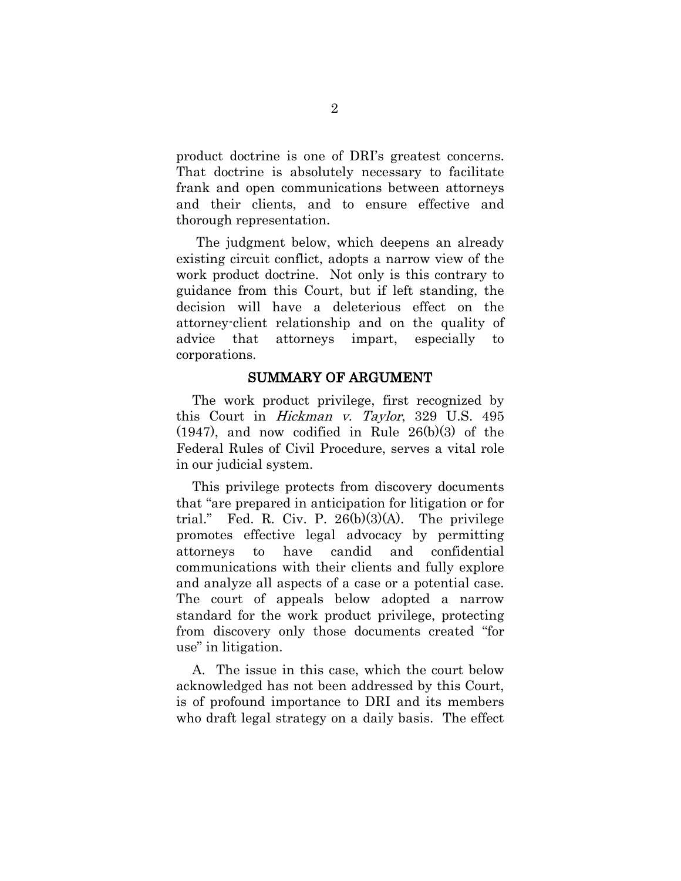product doctrine is one of DRI's greatest concerns. That doctrine is absolutely necessary to facilitate frank and open communications between attorneys and their clients, and to ensure effective and thorough representation.

The judgment below, which deepens an already existing circuit conflict, adopts a narrow view of the work product doctrine. Not only is this contrary to guidance from this Court, but if left standing, the decision will have a deleterious effect on the attorney-client relationship and on the quality of advice that attorneys impart, especially to corporations.

## SUMMARY OF ARGUMENT

The work product privilege, first recognized by this Court in *Hickman v. Taylor*, 329 U.S. 495 (1947), and now codified in Rule 26(b)(3) of the Federal Rules of Civil Procedure, serves a vital role in our judicial system.

This privilege protects from discovery documents that "are prepared in anticipation for litigation or for trial." Fed. R. Civ. P. 26(b)(3)(A). The privilege promotes effective legal advocacy by permitting attorneys to have candid and confidential communications with their clients and fully explore and analyze all aspects of a case or a potential case. The court of appeals below adopted a narrow standard for the work product privilege, protecting from discovery only those documents created "for use" in litigation.

A. The issue in this case, which the court below acknowledged has not been addressed by this Court, is of profound importance to DRI and its members who draft legal strategy on a daily basis. The effect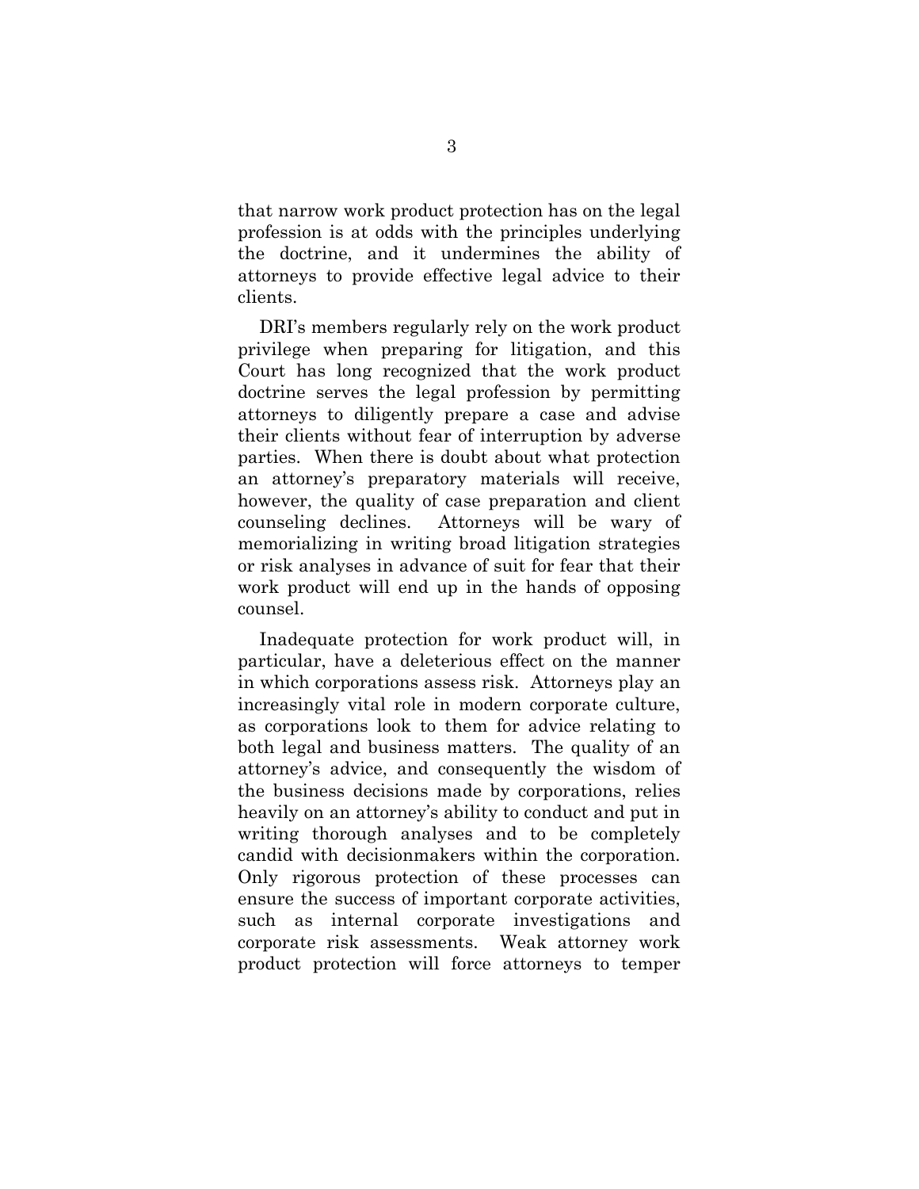that narrow work product protection has on the legal profession is at odds with the principles underlying the doctrine, and it undermines the ability of attorneys to provide effective legal advice to their clients.

DRI's members regularly rely on the work product privilege when preparing for litigation, and this Court has long recognized that the work product doctrine serves the legal profession by permitting attorneys to diligently prepare a case and advise their clients without fear of interruption by adverse parties. When there is doubt about what protection an attorney's preparatory materials will receive, however, the quality of case preparation and client counseling declines. Attorneys will be wary of memorializing in writing broad litigation strategies or risk analyses in advance of suit for fear that their work product will end up in the hands of opposing counsel.

Inadequate protection for work product will, in particular, have a deleterious effect on the manner in which corporations assess risk. Attorneys play an increasingly vital role in modern corporate culture, as corporations look to them for advice relating to both legal and business matters. The quality of an attorney's advice, and consequently the wisdom of the business decisions made by corporations, relies heavily on an attorney's ability to conduct and put in writing thorough analyses and to be completely candid with decisionmakers within the corporation. Only rigorous protection of these processes can ensure the success of important corporate activities, such as internal corporate investigations and corporate risk assessments. Weak attorney work product protection will force attorneys to temper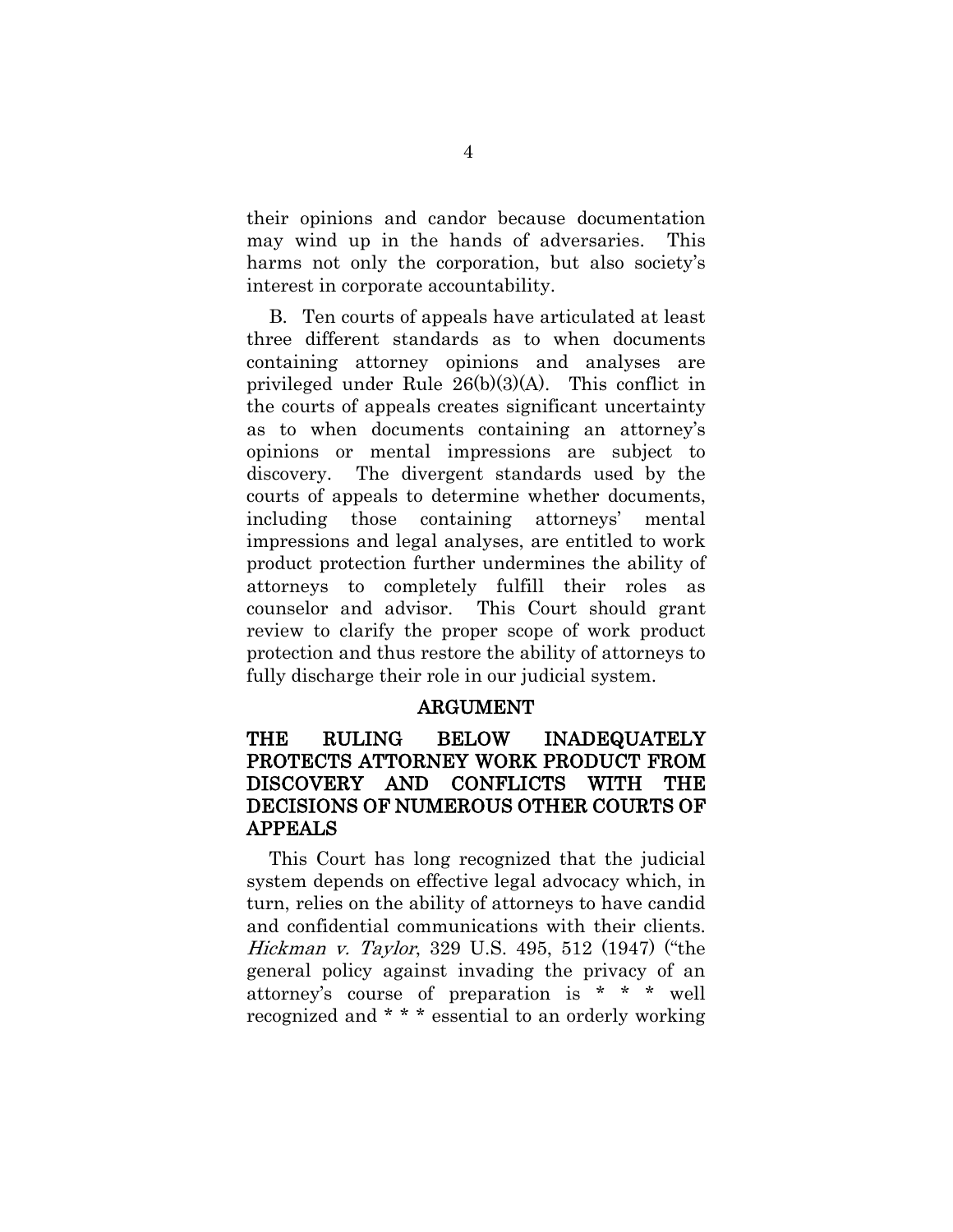their opinions and candor because documentation may wind up in the hands of adversaries. This harms not only the corporation, but also society's interest in corporate accountability.

B. Ten courts of appeals have articulated at least three different standards as to when documents containing attorney opinions and analyses are privileged under Rule 26(b)(3)(A). This conflict in the courts of appeals creates significant uncertainty as to when documents containing an attorney's opinions or mental impressions are subject to discovery. The divergent standards used by the courts of appeals to determine whether documents, including those containing attorneys' mental impressions and legal analyses, are entitled to work product protection further undermines the ability of attorneys to completely fulfill their roles as counselor and advisor. This Court should grant review to clarify the proper scope of work product protection and thus restore the ability of attorneys to fully discharge their role in our judicial system.

## ARGUMENT

### THE RULING BELOW INADEQUATELY PROTECTS ATTORNEY WORK PRODUCT FROM DISCOVERY AND CONFLICTS WITH THE DECISIONS OF NUMEROUS OTHER COURTS OF APPEALS

This Court has long recognized that the judicial system depends on effective legal advocacy which, in turn, relies on the ability of attorneys to have candid and confidential communications with their clients. *Hickman v. Taylor*, 329 U.S. 495, 512 (1947) ("the general policy against invading the privacy of an attorney's course of preparation is * * * well recognized and * * * essential to an orderly working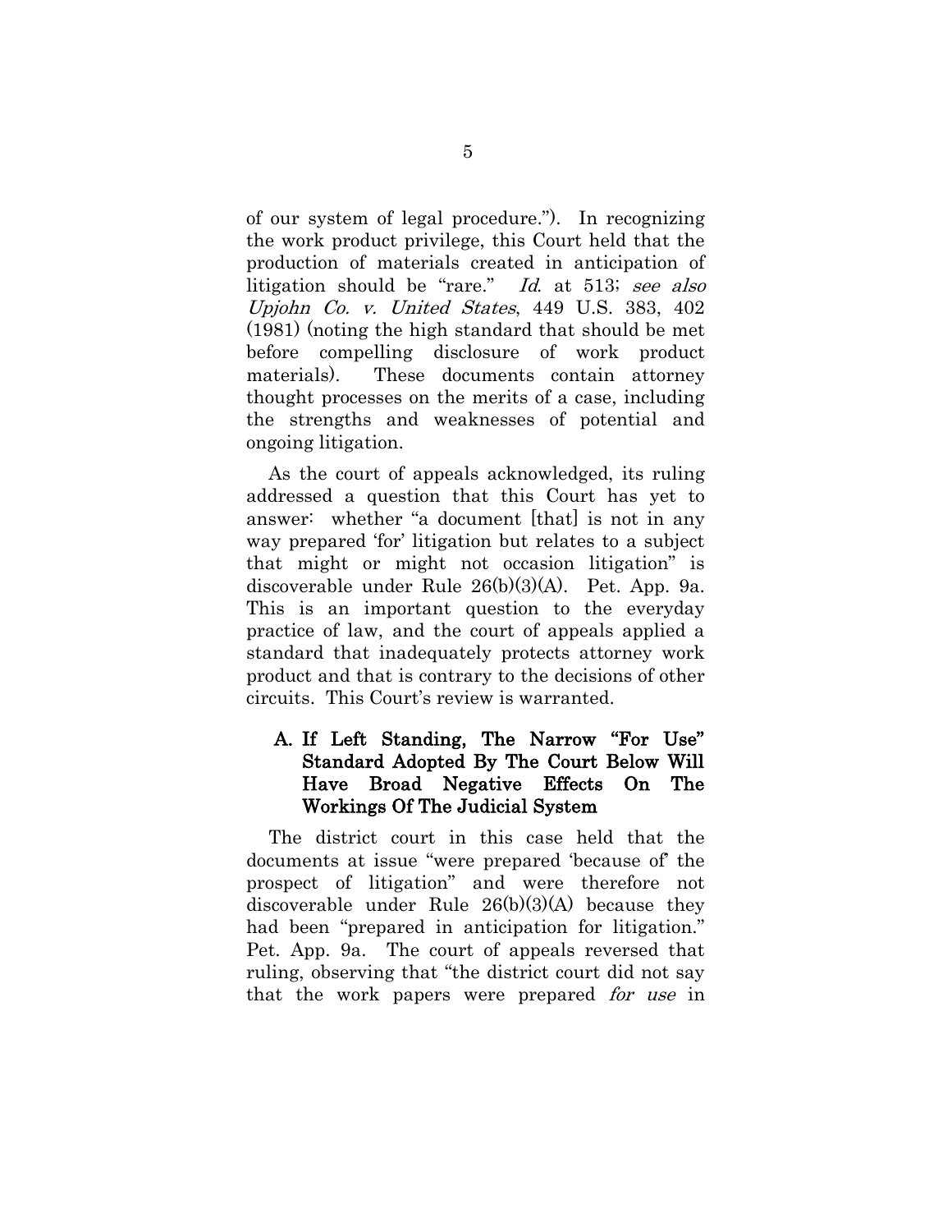of our system of legal procedure."). In recognizing the work product privilege, this Court held that the production of materials created in anticipation of litigation should be "rare." *Id.* at 513; *see also Upjohn Co. v. United States*, 449 U.S. 383, 402 (1981) (noting the high standard that should be met before compelling disclosure of work product materials). These documents contain attorney thought processes on the merits of a case, including the strengths and weaknesses of potential and ongoing litigation.

As the court of appeals acknowledged, its ruling addressed a question that this Court has yet to answer: whether "a document [that] is not in any way prepared 'for' litigation but relates to a subject that might or might not occasion litigation" is discoverable under Rule 26(b)(3)(A). Pet. App. 9a. This is an important question to the everyday practice of law, and the court of appeals applied a standard that inadequately protects attorney work product and that is contrary to the decisions of other circuits. This Court's review is warranted.

### A. If Left Standing, The Narrow "For Use" Standard Adopted By The Court Below Will Have Broad Negative Effects On The Workings Of The Judicial System

The district court in this case held that the documents at issue "were prepared 'because of' the prospect of litigation" and were therefore not discoverable under Rule 26(b)(3)(A) because they had been "prepared in anticipation for litigation." Pet. App. 9a. The court of appeals reversed that ruling, observing that "the district court did not say that the work papers were prepared *for use* in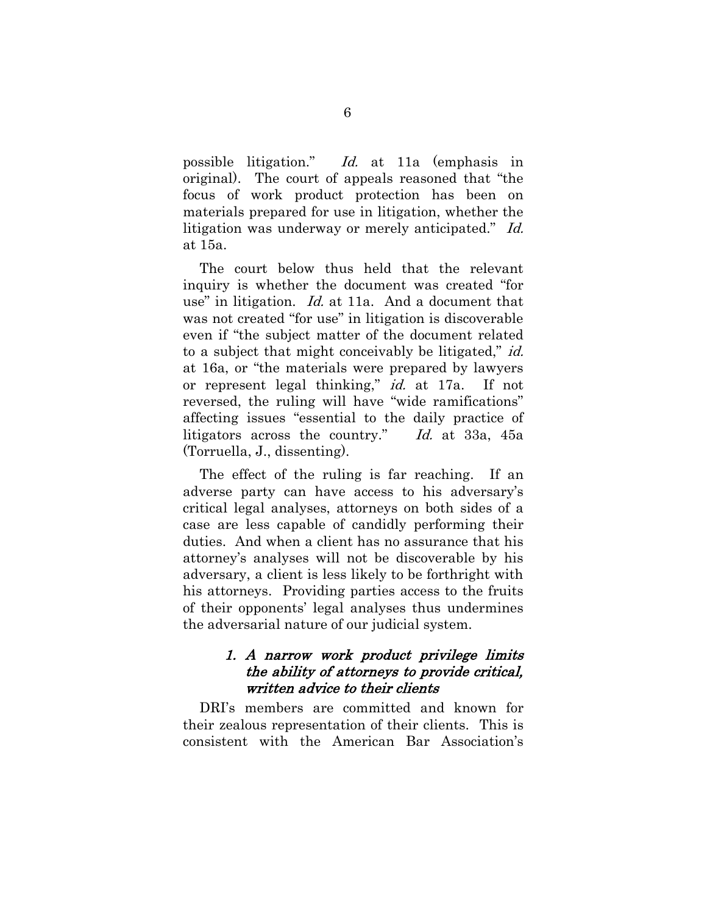possible litigation." *Id.* at 11a (emphasis in original). The court of appeals reasoned that "the focus of work product protection has been on materials prepared for use in litigation, whether the litigation was underway or merely anticipated." *Id.* at 15a.

The court below thus held that the relevant inquiry is whether the document was created "for use" in litigation. *Id.* at 11a. And a document that was not created "for use" in litigation is discoverable even if "the subject matter of the document related to a subject that might conceivably be litigated," *id.* at 16a, or "the materials were prepared by lawyers or represent legal thinking," *id.* at 17a. If not reversed, the ruling will have "wide ramifications" affecting issues "essential to the daily practice of litigators across the country." *Id.* at 33a, 45a (Torruella, J., dissenting).

The effect of the ruling is far reaching. If an adverse party can have access to his adversary's critical legal analyses, attorneys on both sides of a case are less capable of candidly performing their duties. And when a client has no assurance that his attorney's analyses will not be discoverable by his adversary, a client is less likely to be forthright with his attorneys. Providing parties access to the fruits of their opponents' legal analyses thus undermines the adversarial nature of our judicial system.

### *1. A narrow work product privilege limits the ability of attorneys to provide critical, written advice to their clients*

DRI's members are committed and known for their zealous representation of their clients. This is consistent with the American Bar Association's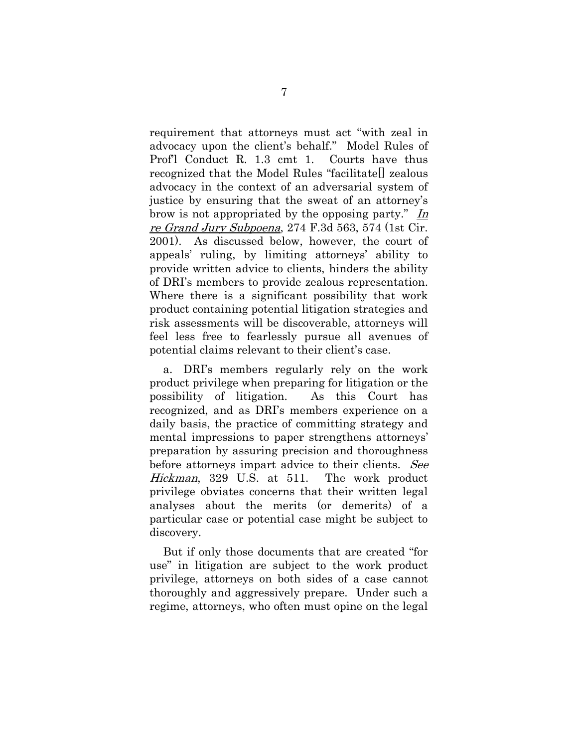requirement that attorneys must act "with zeal in advocacy upon the client's behalf." Model Rules of Prof'l Conduct R. 1.3 cmt 1. Courts have thus recognized that the Model Rules "facilitate[] zealous advocacy in the context of an adversarial system of justice by ensuring that the sweat of an attorney's brow is not appropriated by the opposing party." *In re Grand Jury Subpoena*, 274 F.3d 563, 574 (1st Cir. 2001). As discussed below, however, the court of appeals' ruling, by limiting attorneys' ability to provide written advice to clients, hinders the ability of DRI's members to provide zealous representation. Where there is a significant possibility that work product containing potential litigation strategies and risk assessments will be discoverable, attorneys will feel less free to fearlessly pursue all avenues of potential claims relevant to their client's case.

a. DRI's members regularly rely on the work product privilege when preparing for litigation or the possibility of litigation. As this Court has recognized, and as DRI's members experience on a daily basis, the practice of committing strategy and mental impressions to paper strengthens attorneys' preparation by assuring precision and thoroughness before attorneys impart advice to their clients. *See Hickman*, 329 U.S. at 511. The work product privilege obviates concerns that their written legal analyses about the merits (or demerits) of a particular case or potential case might be subject to discovery.

But if only those documents that are created "for use" in litigation are subject to the work product privilege, attorneys on both sides of a case cannot thoroughly and aggressively prepare. Under such a regime, attorneys, who often must opine on the legal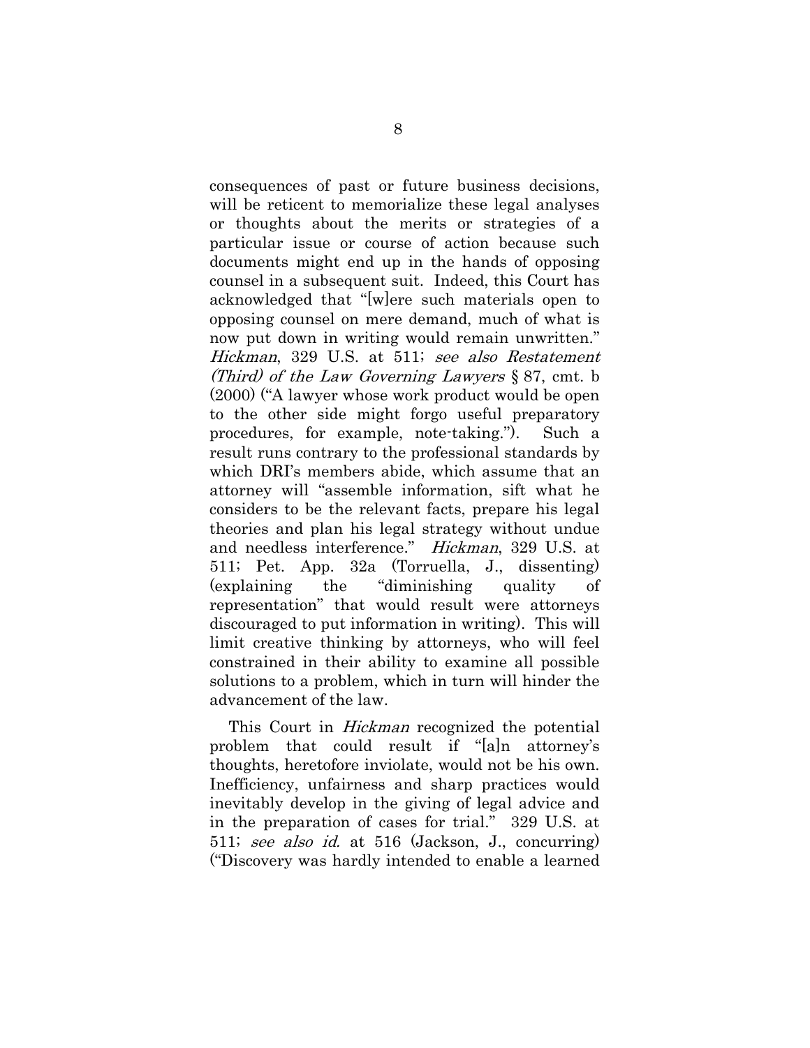consequences of past or future business decisions, will be reticent to memorialize these legal analyses or thoughts about the merits or strategies of a particular issue or course of action because such documents might end up in the hands of opposing counsel in a subsequent suit. Indeed, this Court has acknowledged that "[w]ere such materials open to opposing counsel on mere demand, much of what is now put down in writing would remain unwritten." *Hickman*, 329 U.S. at 511; *see also Restatement (Third) of the Law Governing Lawyers* § 87, cmt. b (2000) ("A lawyer whose work product would be open to the other side might forgo useful preparatory procedures, for example, note-taking."). Such a result runs contrary to the professional standards by which DRI's members abide, which assume that an attorney will "assemble information, sift what he considers to be the relevant facts, prepare his legal theories and plan his legal strategy without undue and needless interference." *Hickman*, 329 U.S. at 511; Pet. App. 32a (Torruella, J., dissenting) (explaining the "diminishing quality of representation" that would result were attorneys discouraged to put information in writing). This will limit creative thinking by attorneys, who will feel constrained in their ability to examine all possible solutions to a problem, which in turn will hinder the advancement of the law.

This Court in *Hickman* recognized the potential problem that could result if "[a]n attorney's thoughts, heretofore inviolate, would not be his own. Inefficiency, unfairness and sharp practices would inevitably develop in the giving of legal advice and in the preparation of cases for trial." 329 U.S. at 511; *see also id.* at 516 (Jackson, J., concurring) ("Discovery was hardly intended to enable a learned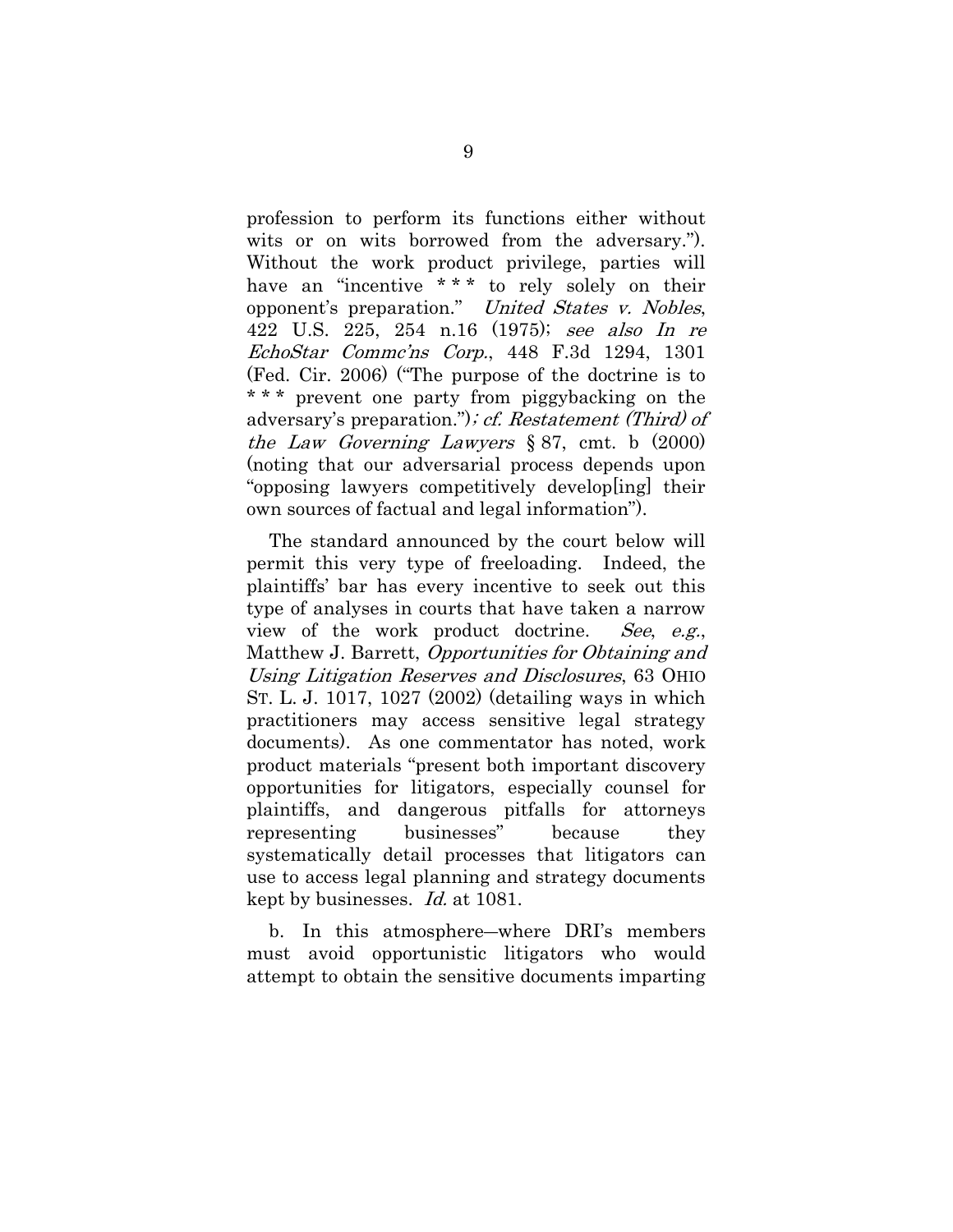profession to perform its functions either without wits or on wits borrowed from the adversary."). Without the work product privilege, parties will have an "incentive * * * to rely solely on their opponent's preparation." *United States v. Nobles*, 422 U.S. 225, 254 n.16 (1975); *see also In re EchoStar Commc'ns Corp.*, 448 F.3d 1294, 1301 (Fed. Cir. 2006) ("The purpose of the doctrine is to * * * prevent one party from piggybacking on the adversary's preparation."); *cf. Restatement (Third) of the Law Governing Lawyers* § 87, cmt. b (2000) (noting that our adversarial process depends upon "opposing lawyers competitively develop[ing] their own sources of factual and legal information").

The standard announced by the court below will permit this very type of freeloading. Indeed, the plaintiffs' bar has every incentive to seek out this type of analyses in courts that have taken a narrow view of the work product doctrine. *See*, *e.g.*, Matthew J. Barrett, *Opportunities for Obtaining and Using Litigation Reserves and Disclosures*, 63 OHIO ST. L. J. 1017, 1027 (2002) (detailing ways in which practitioners may access sensitive legal strategy documents). As one commentator has noted, work product materials "present both important discovery opportunities for litigators, especially counsel for plaintiffs, and dangerous pitfalls for attorneys representing businesses" because they systematically detail processes that litigators can use to access legal planning and strategy documents kept by businesses. *Id.* at 1081.

b. In this atmosphere—where DRI's members must avoid opportunistic litigators who would attempt to obtain the sensitive documents imparting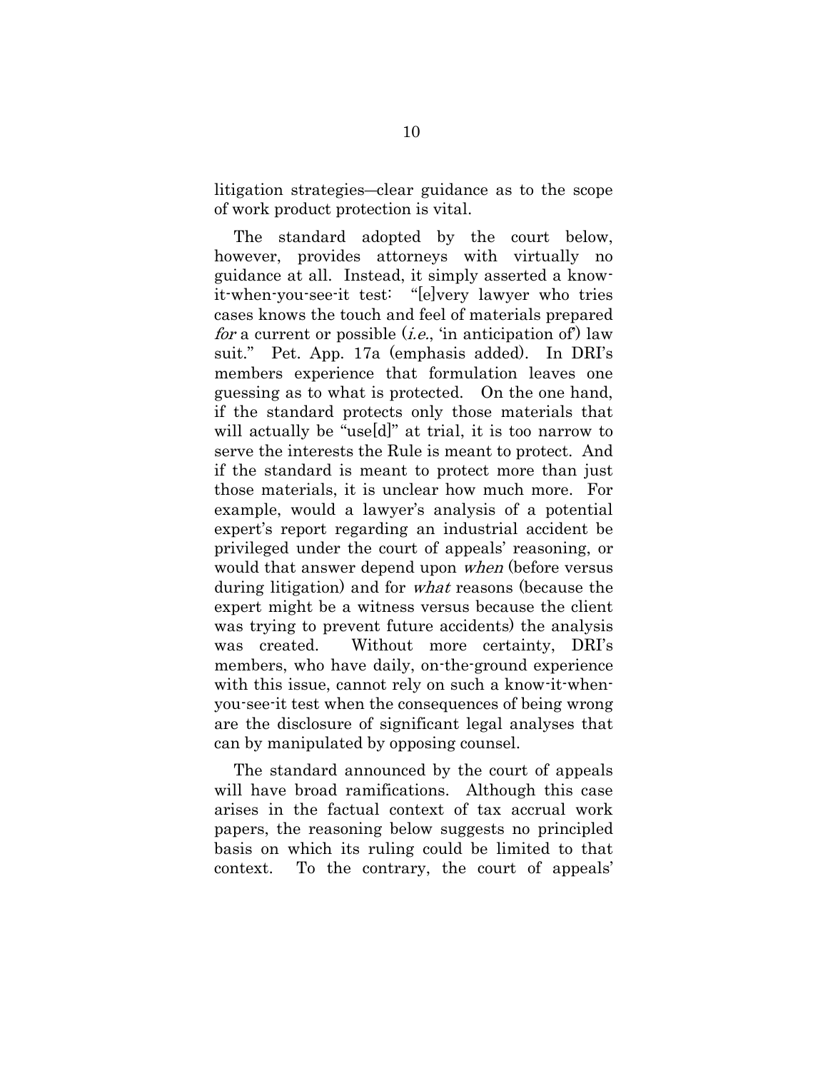litigation strategies—clear guidance as to the scope of work product protection is vital.

The standard adopted by the court below, however, provides attorneys with virtually no guidance at all. Instead, it simply asserted a know-it-when-you-see-it test: "[e]very lawyer who tries cases knows the touch and feel of materials prepared *for* a current or possible (*i.e.*, 'in anticipation of') law suit." Pet. App. 17a (emphasis added). In DRI's members experience that formulation leaves one guessing as to what is protected. On the one hand, if the standard protects only those materials that will actually be "use[d]" at trial, it is too narrow to serve the interests the Rule is meant to protect. And if the standard is meant to protect more than just those materials, it is unclear how much more. For example, would a lawyer's analysis of a potential expert's report regarding an industrial accident be privileged under the court of appeals' reasoning, or would that answer depend upon *when* (before versus during litigation) and for *what* reasons (because the expert might be a witness versus because the client was trying to prevent future accidents) the analysis was created. Without more certainty, DRI's members, who have daily, on-the-ground experience with this issue, cannot rely on such a know-it-when-you-see-it test when the consequences of being wrong are the disclosure of significant legal analyses that can by manipulated by opposing counsel.

The standard announced by the court of appeals will have broad ramifications. Although this case arises in the factual context of tax accrual work papers, the reasoning below suggests no principled basis on which its ruling could be limited to that context. To the contrary, the court of appeals'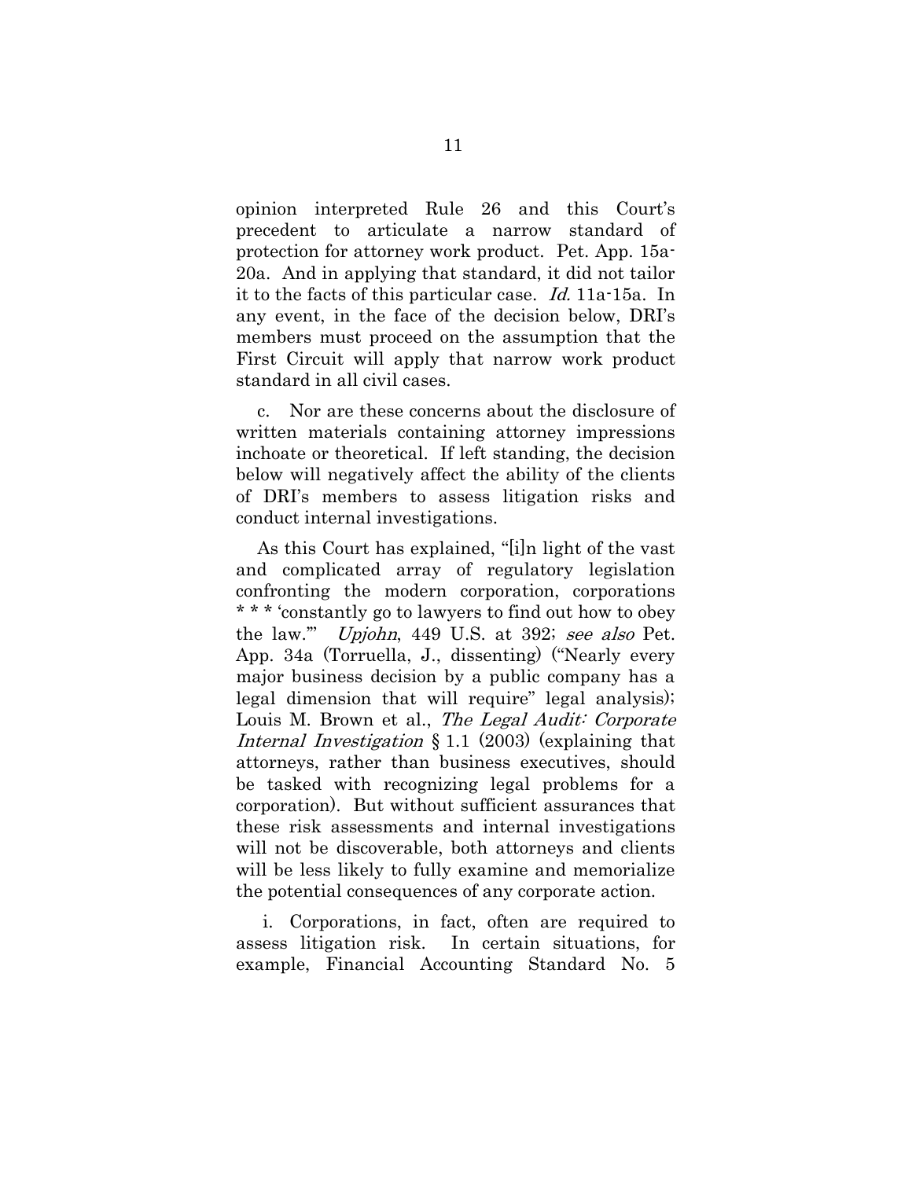opinion interpreted Rule 26 and this Court's precedent to articulate a narrow standard of protection for attorney work product. Pet. App. 15a-20a. And in applying that standard, it did not tailor it to the facts of this particular case. *Id.* 11a-15a. In any event, in the face of the decision below, DRI's members must proceed on the assumption that the First Circuit will apply that narrow work product standard in all civil cases.

c. Nor are these concerns about the disclosure of written materials containing attorney impressions inchoate or theoretical. If left standing, the decision below will negatively affect the ability of the clients of DRI's members to assess litigation risks and conduct internal investigations.

As this Court has explained, "[i]n light of the vast and complicated array of regulatory legislation confronting the modern corporation, corporations * * * 'constantly go to lawyers to find out how to obey the law.'" *Upjohn*, 449 U.S. at 392; *see also* Pet. App. 34a (Torruella, J., dissenting) ("Nearly every major business decision by a public company has a legal dimension that will require" legal analysis); Louis M. Brown et al., *The Legal Audit: Corporate Internal Investigation* § 1.1 (2003) (explaining that attorneys, rather than business executives, should be tasked with recognizing legal problems for a corporation). But without sufficient assurances that these risk assessments and internal investigations will not be discoverable, both attorneys and clients will be less likely to fully examine and memorialize the potential consequences of any corporate action.

i. Corporations, in fact, often are required to assess litigation risk. In certain situations, for example, Financial Accounting Standard No. 5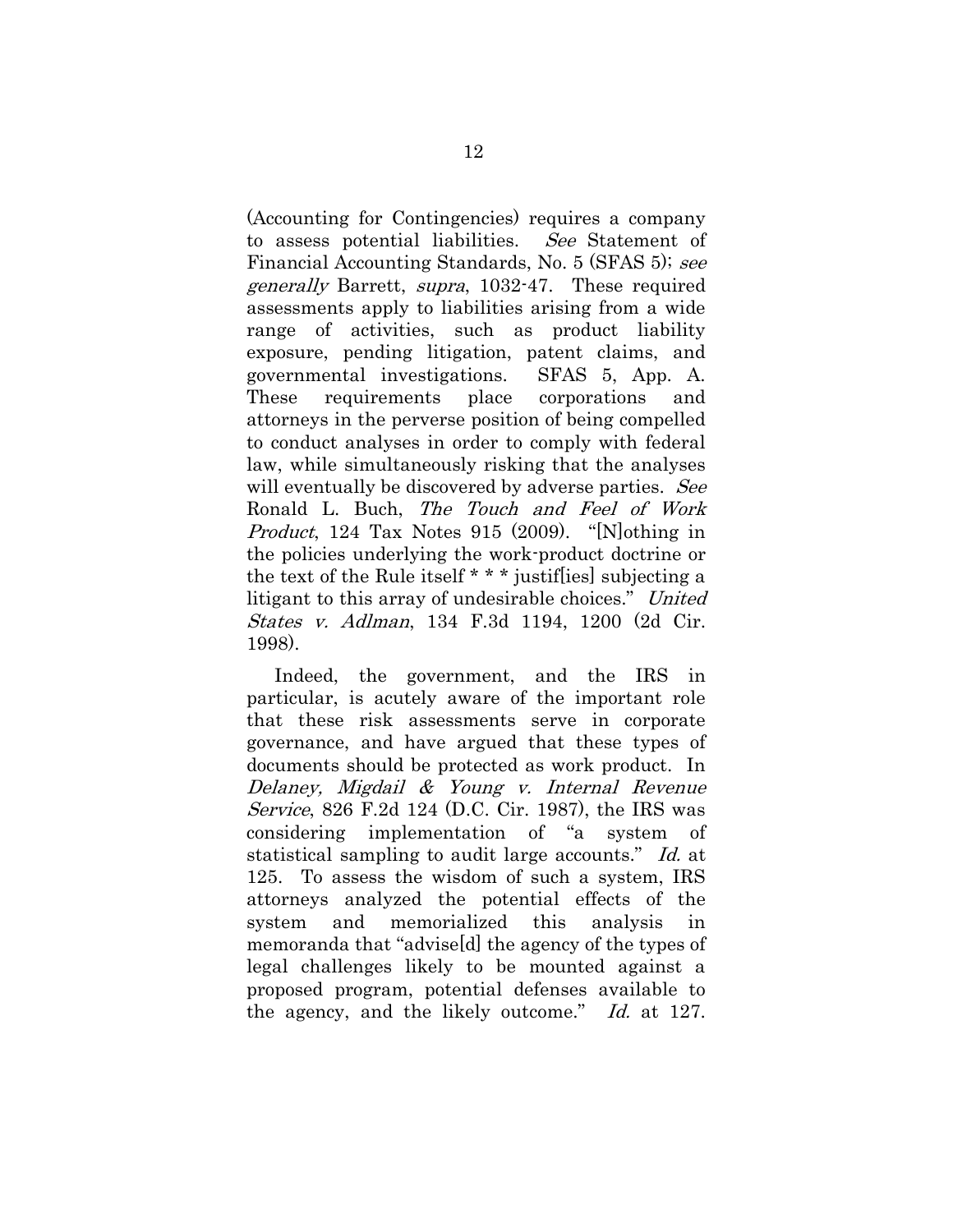(Accounting for Contingencies) requires a company to assess potential liabilities. *See* Statement of Financial Accounting Standards, No. 5 (SFAS 5); *see generally* Barrett, *supra*, 1032-47. These required assessments apply to liabilities arising from a wide range of activities, such as product liability exposure, pending litigation, patent claims, and governmental investigations. SFAS 5, App. A. These requirements place corporations and attorneys in the perverse position of being compelled to conduct analyses in order to comply with federal law, while simultaneously risking that the analyses will eventually be discovered by adverse parties. *See* Ronald L. Buch, *The Touch and Feel of Work Product*, 124 Tax Notes 915 (2009). "[N]othing in the policies underlying the work-product doctrine or the text of the Rule itself * * * justif[ies] subjecting a litigant to this array of undesirable choices." *United States v. Adlman*, 134 F.3d 1194, 1200 (2d Cir. 1998).

Indeed, the government, and the IRS in particular, is acutely aware of the important role that these risk assessments serve in corporate governance, and have argued that these types of documents should be protected as work product. In *Delaney, Migdail & Young v. Internal Revenue Service*, 826 F.2d 124 (D.C. Cir. 1987), the IRS was considering implementation of "a system of statistical sampling to audit large accounts." *Id.* at 125. To assess the wisdom of such a system, IRS attorneys analyzed the potential effects of the system and memorialized this analysis in memoranda that "advise[d] the agency of the types of legal challenges likely to be mounted against a proposed program, potential defenses available to the agency, and the likely outcome." *Id.* at 127.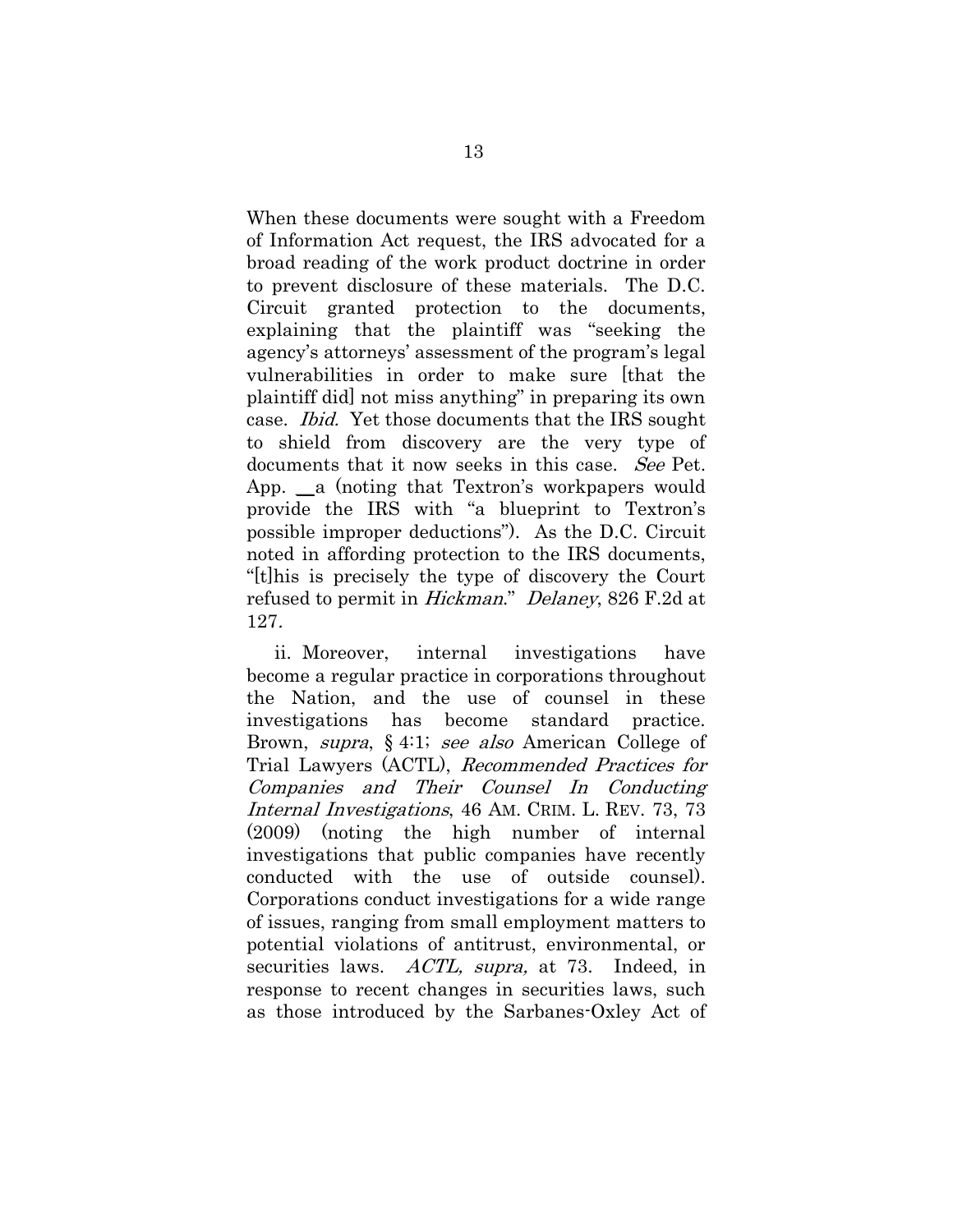When these documents were sought with a Freedom of Information Act request, the IRS advocated for a broad reading of the work product doctrine in order to prevent disclosure of these materials. The D.C. Circuit granted protection to the documents, explaining that the plaintiff was "seeking the agency's attorneys' assessment of the program's legal vulnerabilities in order to make sure [that the plaintiff did] not miss anything" in preparing its own case. *Ibid.* Yet those documents that the IRS sought to shield from discovery are the very type of documents that it now seeks in this case. *See* Pet. App. __a (noting that Textron's workpapers would provide the IRS with "a blueprint to Textron's possible improper deductions"). As the D.C. Circuit noted in affording protection to the IRS documents, "[t]his is precisely the type of discovery the Court refused to permit in *Hickman*." *Delaney*, 826 F.2d at 127.

ii. Moreover, internal investigations have become a regular practice in corporations throughout the Nation, and the use of counsel in these investigations has become standard practice. Brown, *supra*, § 4:1; *see also* American College of Trial Lawyers (ACTL), *Recommended Practices for Companies and Their Counsel In Conducting Internal Investigations*, 46 AM. CRIM. L. REV. 73, 73 (2009) (noting the high number of internal investigations that public companies have recently conducted with the use of outside counsel). Corporations conduct investigations for a wide range of issues, ranging from small employment matters to potential violations of antitrust, environmental, or securities laws. *ACTL, supra,* at 73. Indeed, in response to recent changes in securities laws, such as those introduced by the Sarbanes-Oxley Act of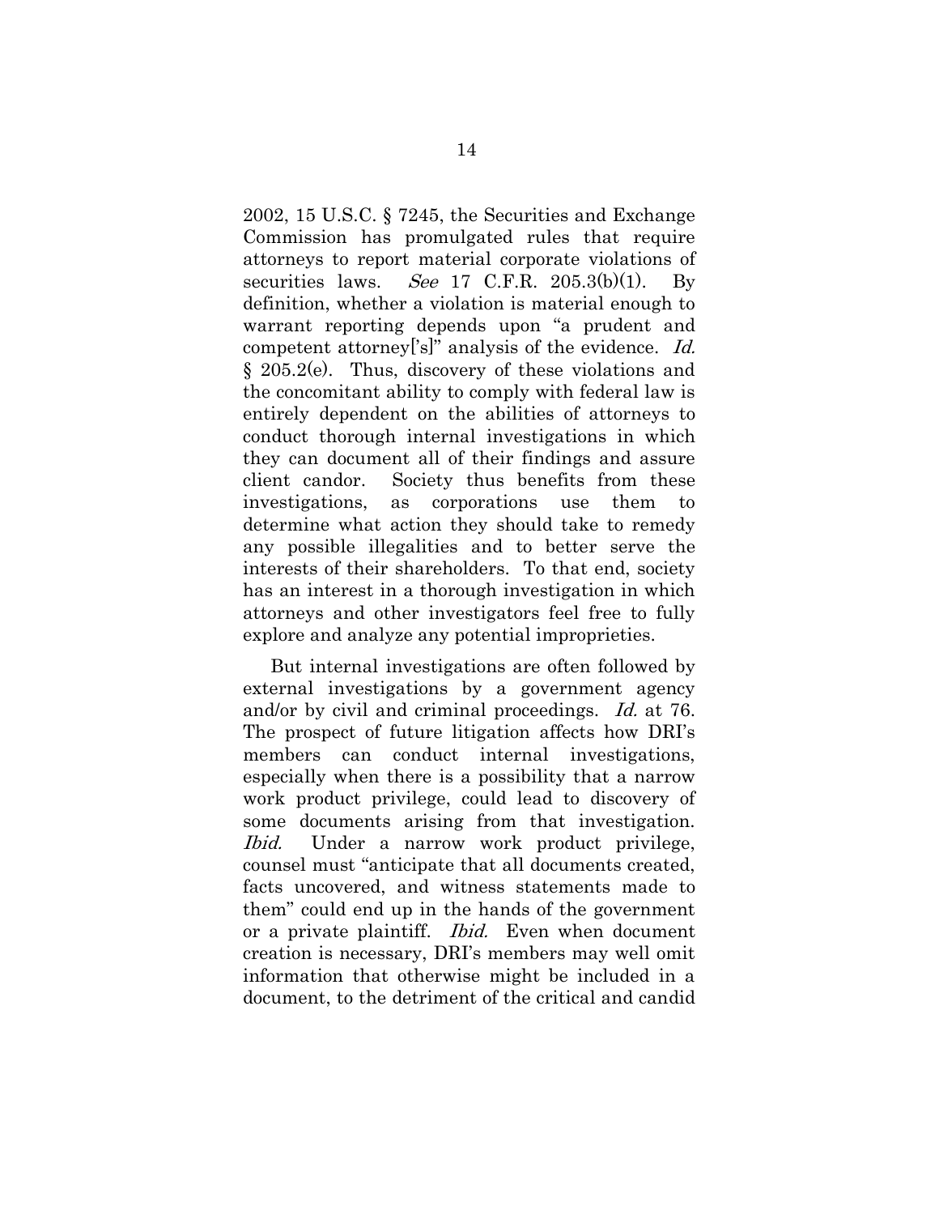2002, 15 U.S.C. § 7245, the Securities and Exchange Commission has promulgated rules that require attorneys to report material corporate violations of securities laws. *See* 17 C.F.R. 205.3(b)(1). By definition, whether a violation is material enough to warrant reporting depends upon "a prudent and competent attorney['s]" analysis of the evidence. *Id.* § 205.2(e). Thus, discovery of these violations and the concomitant ability to comply with federal law is entirely dependent on the abilities of attorneys to conduct thorough internal investigations in which they can document all of their findings and assure client candor. Society thus benefits from these investigations, as corporations use them to determine what action they should take to remedy any possible illegalities and to better serve the interests of their shareholders. To that end, society has an interest in a thorough investigation in which attorneys and other investigators feel free to fully explore and analyze any potential improprieties.

But internal investigations are often followed by external investigations by a government agency and/or by civil and criminal proceedings. *Id.* at 76. The prospect of future litigation affects how DRI's members can conduct internal investigations, especially when there is a possibility that a narrow work product privilege, could lead to discovery of some documents arising from that investigation. *Ibid.* Under a narrow work product privilege, counsel must "anticipate that all documents created, facts uncovered, and witness statements made to them" could end up in the hands of the government or a private plaintiff. *Ibid.* Even when document creation is necessary, DRI's members may well omit information that otherwise might be included in a document, to the detriment of the critical and candid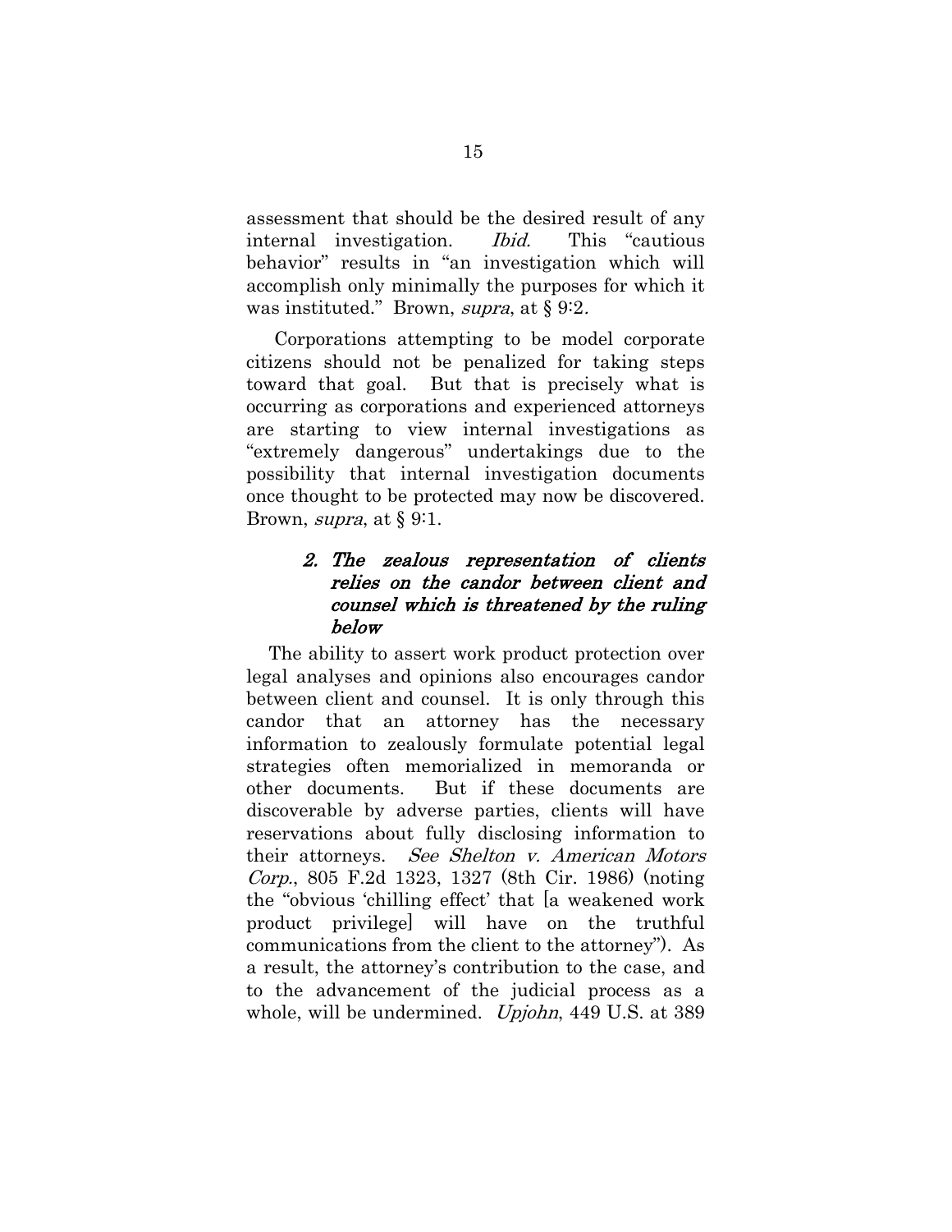assessment that should be the desired result of any internal investigation. *Ibid.* This "cautious behavior" results in "an investigation which will accomplish only minimally the purposes for which it was instituted." Brown, *supra*, at § 9:2.

Corporations attempting to be model corporate citizens should not be penalized for taking steps toward that goal. But that is precisely what is occurring as corporations and experienced attorneys are starting to view internal investigations as "extremely dangerous" undertakings due to the possibility that internal investigation documents once thought to be protected may now be discovered. Brown, *supra*, at § 9:1.

### *2. The zealous representation of clients relies on the candor between client and counsel which is threatened by the ruling below*

The ability to assert work product protection over legal analyses and opinions also encourages candor between client and counsel. It is only through this candor that an attorney has the necessary information to zealously formulate potential legal strategies often memorialized in memoranda or other documents. But if these documents are discoverable by adverse parties, clients will have reservations about fully disclosing information to their attorneys. *See Shelton v. American Motors Corp.*, 805 F.2d 1323, 1327 (8th Cir. 1986) (noting the "obvious 'chilling effect' that [a weakened work product privilege] will have on the truthful communications from the client to the attorney"). As a result, the attorney's contribution to the case, and to the advancement of the judicial process as a whole, will be undermined. *Upjohn*, 449 U.S. at 389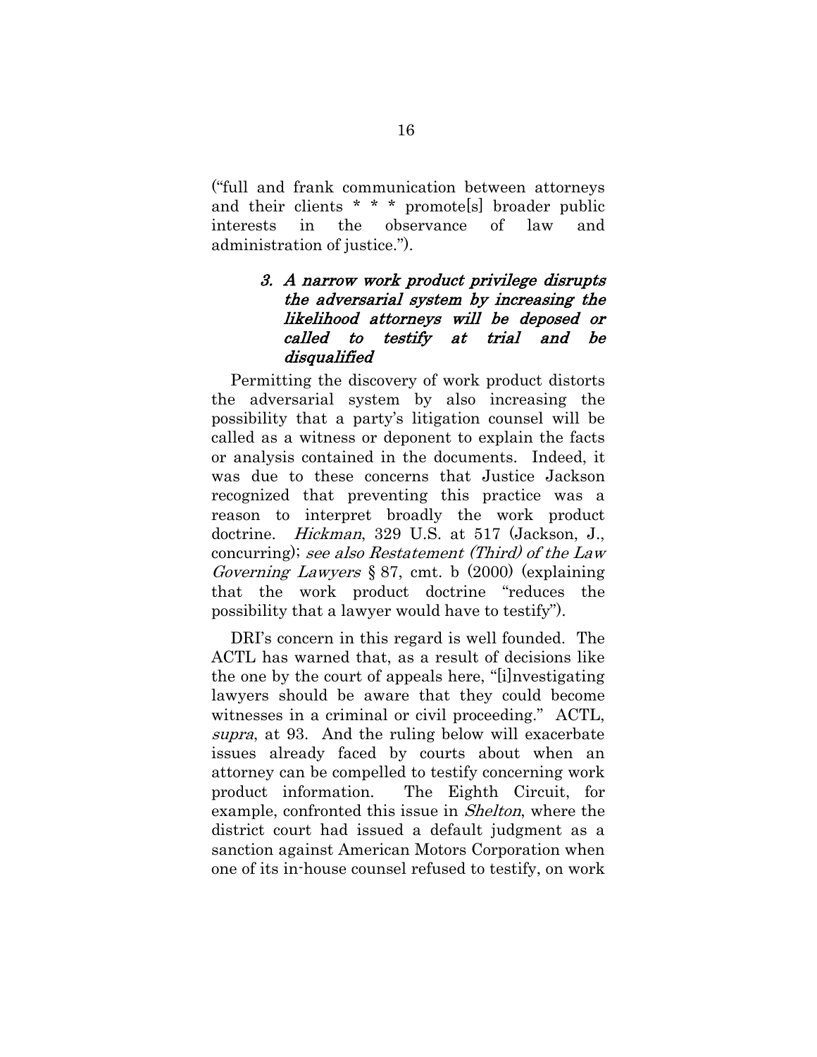("full and frank communication between attorneys and their clients * * * promote[s] broader public interests in the observance of law and administration of justice.").

### *3. A narrow work product privilege disrupts the adversarial system by increasing the likelihood attorneys will be deposed or called to testify at trial and be disqualified*

Permitting the discovery of work product distorts the adversarial system by also increasing the possibility that a party's litigation counsel will be called as a witness or deponent to explain the facts or analysis contained in the documents. Indeed, it was due to these concerns that Justice Jackson recognized that preventing this practice was a reason to interpret broadly the work product doctrine. *Hickman*, 329 U.S. at 517 (Jackson, J., concurring); *see also Restatement (Third) of the Law Governing Lawyers* § 87, cmt. b (2000) (explaining that the work product doctrine "reduces the possibility that a lawyer would have to testify").

DRI's concern in this regard is well founded. The ACTL has warned that, as a result of decisions like the one by the court of appeals here, "[i]nvestigating lawyers should be aware that they could become witnesses in a criminal or civil proceeding." ACTL, *supra*, at 93. And the ruling below will exacerbate issues already faced by courts about when an attorney can be compelled to testify concerning work product information. The Eighth Circuit, for example, confronted this issue in *Shelton*, where the district court had issued a default judgment as a sanction against American Motors Corporation when one of its in-house counsel refused to testify, on work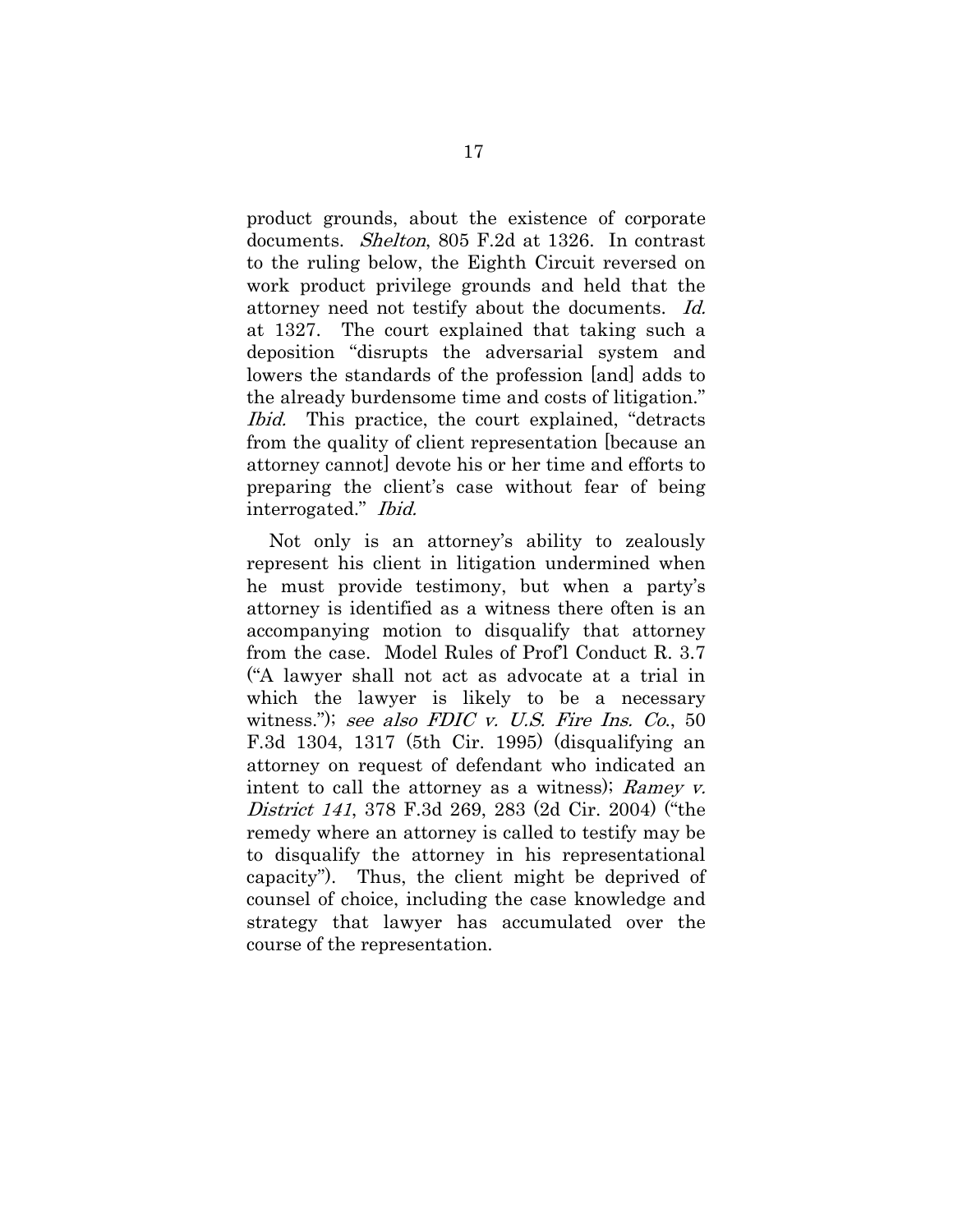product grounds, about the existence of corporate documents. *Shelton*, 805 F.2d at 1326. In contrast to the ruling below, the Eighth Circuit reversed on work product privilege grounds and held that the attorney need not testify about the documents. *Id.* at 1327. The court explained that taking such a deposition "disrupts the adversarial system and lowers the standards of the profession [and] adds to the already burdensome time and costs of litigation." *Ibid.* This practice, the court explained, "detracts from the quality of client representation [because an attorney cannot] devote his or her time and efforts to preparing the client's case without fear of being interrogated." *Ibid.*

Not only is an attorney's ability to zealously represent his client in litigation undermined when he must provide testimony, but when a party's attorney is identified as a witness there often is an accompanying motion to disqualify that attorney from the case. Model Rules of Prof'l Conduct R. 3.7 ("A lawyer shall not act as advocate at a trial in which the lawyer is likely to be a necessary witness."); *see also FDIC v. U.S. Fire Ins. Co.*, 50 F.3d 1304, 1317 (5th Cir. 1995) (disqualifying an attorney on request of defendant who indicated an intent to call the attorney as a witness); *Ramey v. District 141*, 378 F.3d 269, 283 (2d Cir. 2004) ("the remedy where an attorney is called to testify may be to disqualify the attorney in his representational capacity"). Thus, the client might be deprived of counsel of choice, including the case knowledge and strategy that lawyer has accumulated over the course of the representation.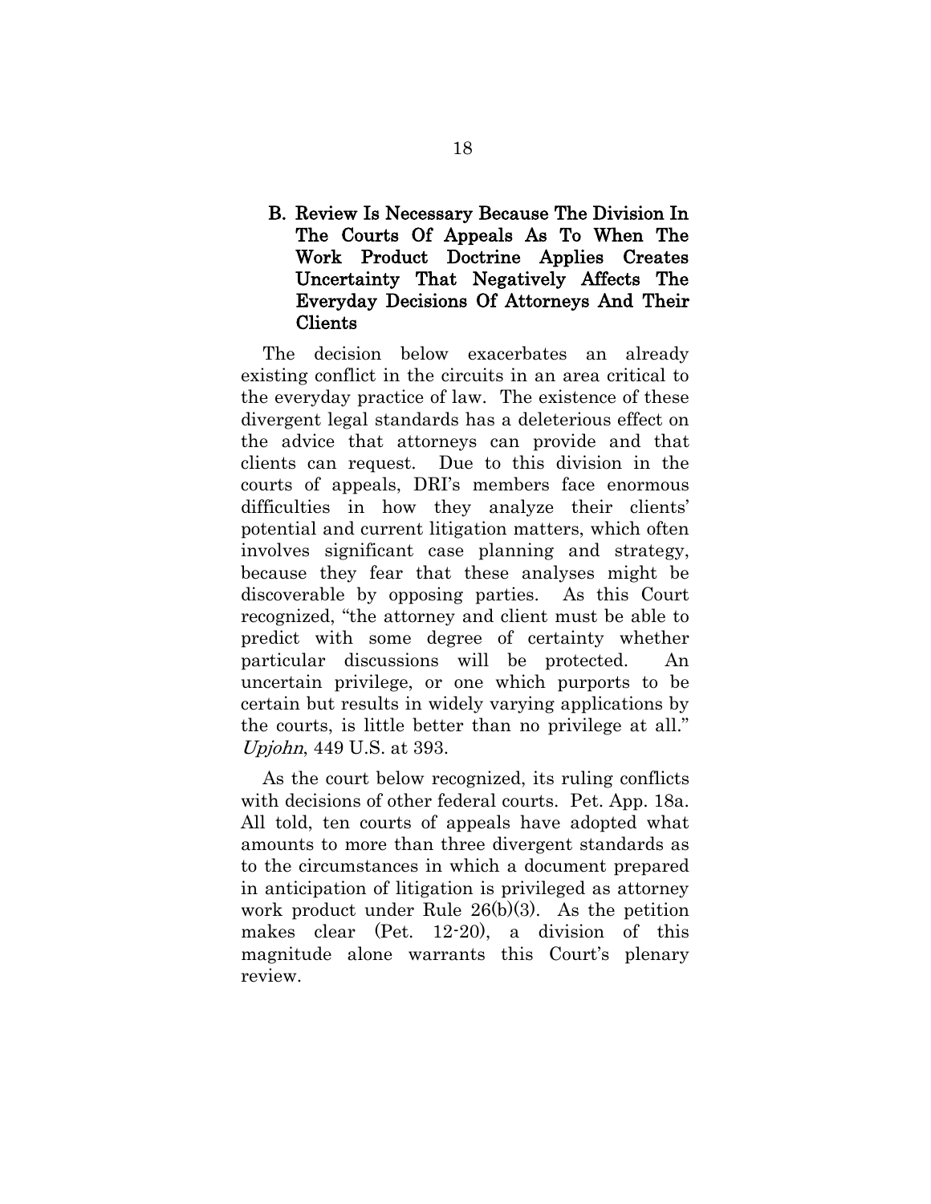### B. Review Is Necessary Because The Division In The Courts Of Appeals As To When The Work Product Doctrine Applies Creates Uncertainty That Negatively Affects The Everyday Decisions Of Attorneys And Their Clients

The decision below exacerbates an already existing conflict in the circuits in an area critical to the everyday practice of law. The existence of these divergent legal standards has a deleterious effect on the advice that attorneys can provide and that clients can request. Due to this division in the courts of appeals, DRI's members face enormous difficulties in how they analyze their clients' potential and current litigation matters, which often involves significant case planning and strategy, because they fear that these analyses might be discoverable by opposing parties. As this Court recognized, "the attorney and client must be able to predict with some degree of certainty whether particular discussions will be protected. An uncertain privilege, or one which purports to be certain but results in widely varying applications by the courts, is little better than no privilege at all." *Upjohn*, 449 U.S. at 393.

As the court below recognized, its ruling conflicts with decisions of other federal courts. Pet. App. 18a. All told, ten courts of appeals have adopted what amounts to more than three divergent standards as to the circumstances in which a document prepared in anticipation of litigation is privileged as attorney work product under Rule 26(b)(3). As the petition makes clear (Pet. 12-20), a division of this magnitude alone warrants this Court's plenary review.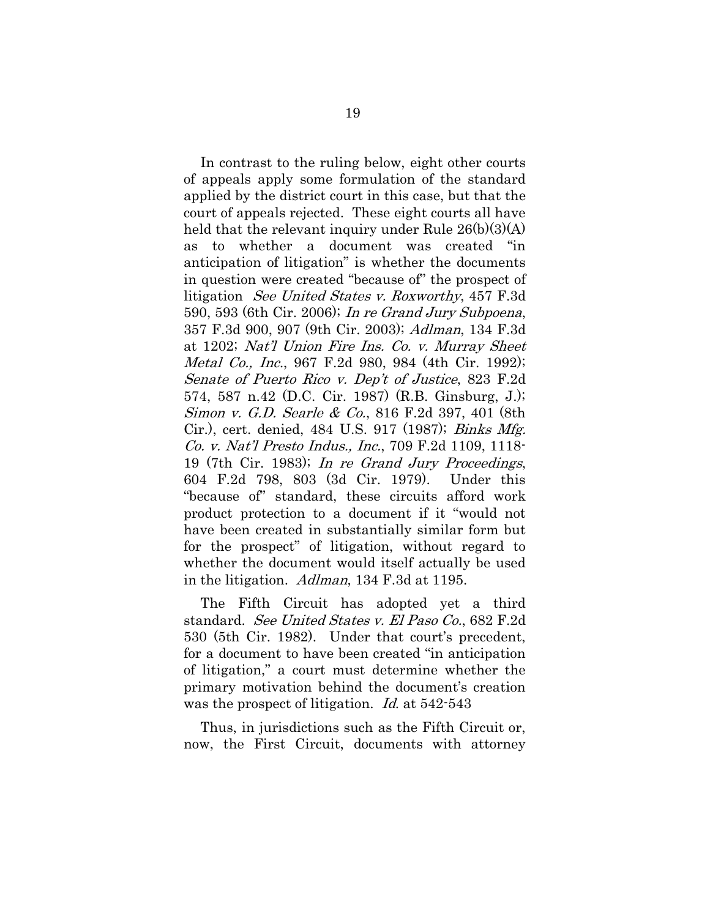In contrast to the ruling below, eight other courts of appeals apply some formulation of the standard applied by the district court in this case, but that the court of appeals rejected. These eight courts all have held that the relevant inquiry under Rule 26(b)(3)(A) as to whether a document was created "in anticipation of litigation" is whether the documents in question were created "because of" the prospect of litigation *See United States v. Roxworthy*, 457 F.3d 590, 593 (6th Cir. 2006); *In re Grand Jury Subpoena*, 357 F.3d 900, 907 (9th Cir. 2003); *Adlman*, 134 F.3d at 1202; *Nat'l Union Fire Ins. Co. v. Murray Sheet Metal Co., Inc.*, 967 F.2d 980, 984 (4th Cir. 1992); *Senate of Puerto Rico v. Dep't of Justice*, 823 F.2d 574, 587 n.42 (D.C. Cir. 1987) (R.B. Ginsburg, J.); *Simon v. G.D. Searle & Co.*, 816 F.2d 397, 401 (8th Cir.), cert. denied, 484 U.S. 917 (1987); *Binks Mfg. Co. v. Nat'l Presto Indus., Inc.*, 709 F.2d 1109, 1118-19 (7th Cir. 1983); *In re Grand Jury Proceedings*, 604 F.2d 798, 803 (3d Cir. 1979). Under this "because of" standard, these circuits afford work product protection to a document if it "would not have been created in substantially similar form but for the prospect" of litigation, without regard to whether the document would itself actually be used in the litigation. *Adlman*, 134 F.3d at 1195.

The Fifth Circuit has adopted yet a third standard. *See United States v. El Paso Co.*, 682 F.2d 530 (5th Cir. 1982). Under that court's precedent, for a document to have been created "in anticipation of litigation," a court must determine whether the primary motivation behind the document's creation was the prospect of litigation. *Id.* at 542-543

Thus, in jurisdictions such as the Fifth Circuit or, now, the First Circuit, documents with attorney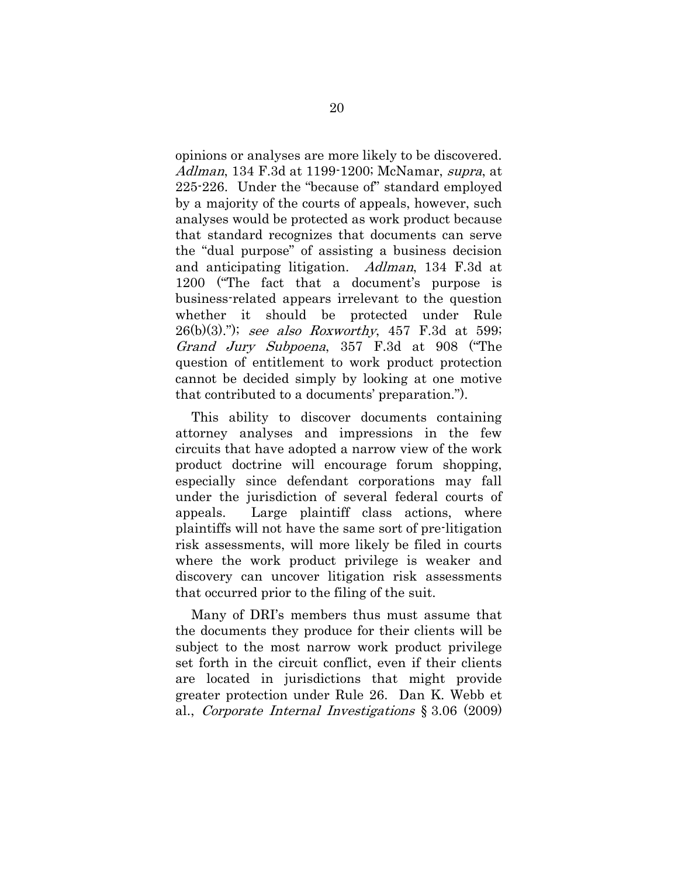opinions or analyses are more likely to be discovered. *Adlman*, 134 F.3d at 1199-1200; McNamar, *supra*, at 225-226. Under the "because of" standard employed by a majority of the courts of appeals, however, such analyses would be protected as work product because that standard recognizes that documents can serve the "dual purpose" of assisting a business decision and anticipating litigation. *Adlman*, 134 F.3d at 1200 ("The fact that a document's purpose is business-related appears irrelevant to the question whether it should be protected under Rule 26(b)(3)."); *see also Roxworthy*, 457 F.3d at 599; *Grand Jury Subpoena*, 357 F.3d at 908 ("The question of entitlement to work product protection cannot be decided simply by looking at one motive that contributed to a documents' preparation.").

This ability to discover documents containing attorney analyses and impressions in the few circuits that have adopted a narrow view of the work product doctrine will encourage forum shopping, especially since defendant corporations may fall under the jurisdiction of several federal courts of appeals. Large plaintiff class actions, where plaintiffs will not have the same sort of pre-litigation risk assessments, will more likely be filed in courts where the work product privilege is weaker and discovery can uncover litigation risk assessments that occurred prior to the filing of the suit.

Many of DRI's members thus must assume that the documents they produce for their clients will be subject to the most narrow work product privilege set forth in the circuit conflict, even if their clients are located in jurisdictions that might provide greater protection under Rule 26. Dan K. Webb et al., *Corporate Internal Investigations* § 3.06 (2009)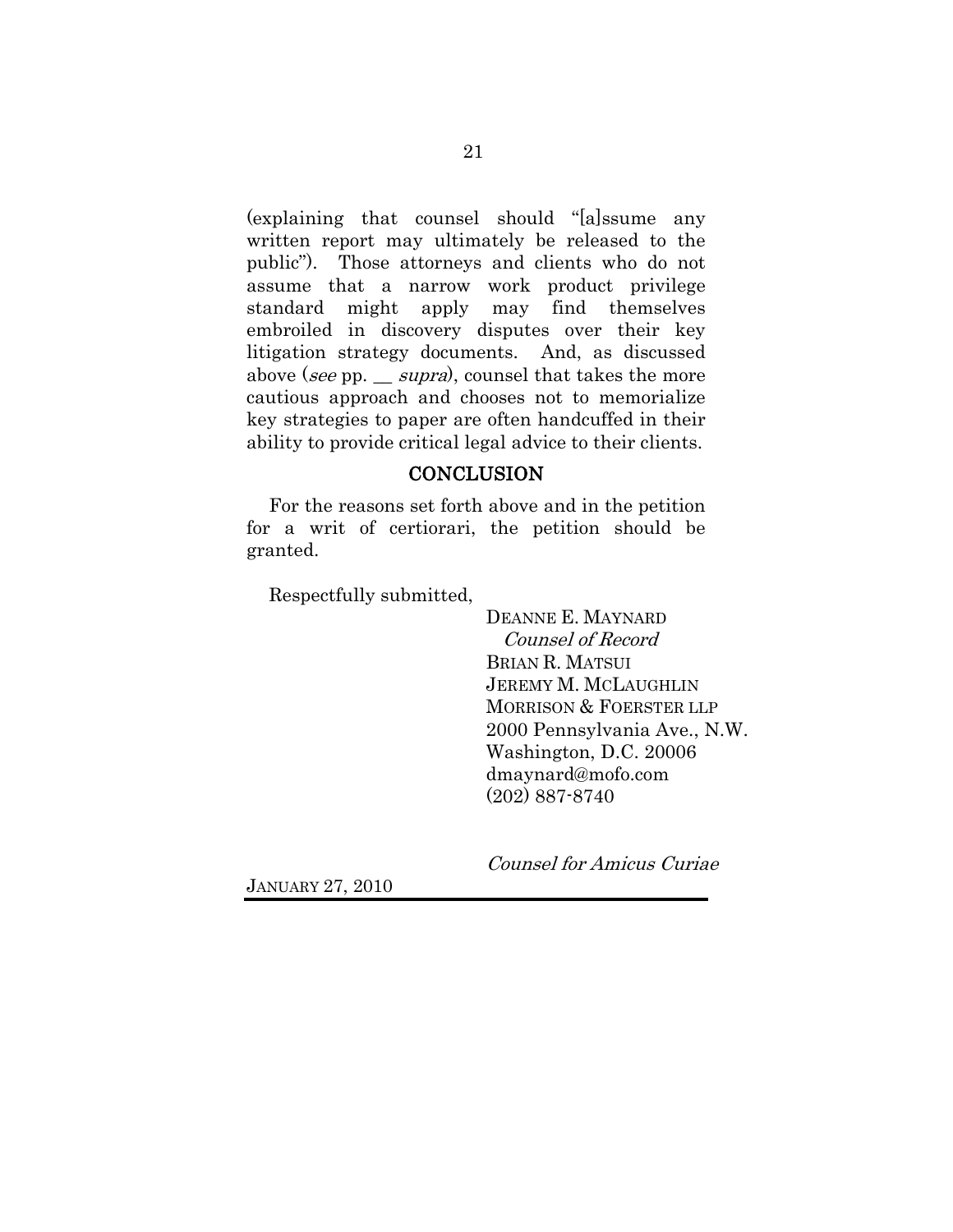(explaining that counsel should "[a]ssume any written report may ultimately be released to the public"). Those attorneys and clients who do not assume that a narrow work product privilege standard might apply may find themselves embroiled in discovery disputes over their key litigation strategy documents. And, as discussed above (*see* pp. __ *supra*), counsel that takes the more cautious approach and chooses not to memorialize key strategies to paper are often handcuffed in their ability to provide critical legal advice to their clients.

## CONCLUSION

For the reasons set forth above and in the petition for a writ of certiorari, the petition should be granted.

Respectfully submitted,

DEANNE E. MAYNARD
*Counsel of Record*
BRIAN R. MATSUI
JEREMY M. MCLAUGHLIN
MORRISON & FOERSTER LLP
2000 Pennsylvania Ave., N.W.
Washington, D.C. 20006
dmaynard@mofo.com
(202) 887-8740

*Counsel for Amicus Curiae*

JANUARY 27, 2010